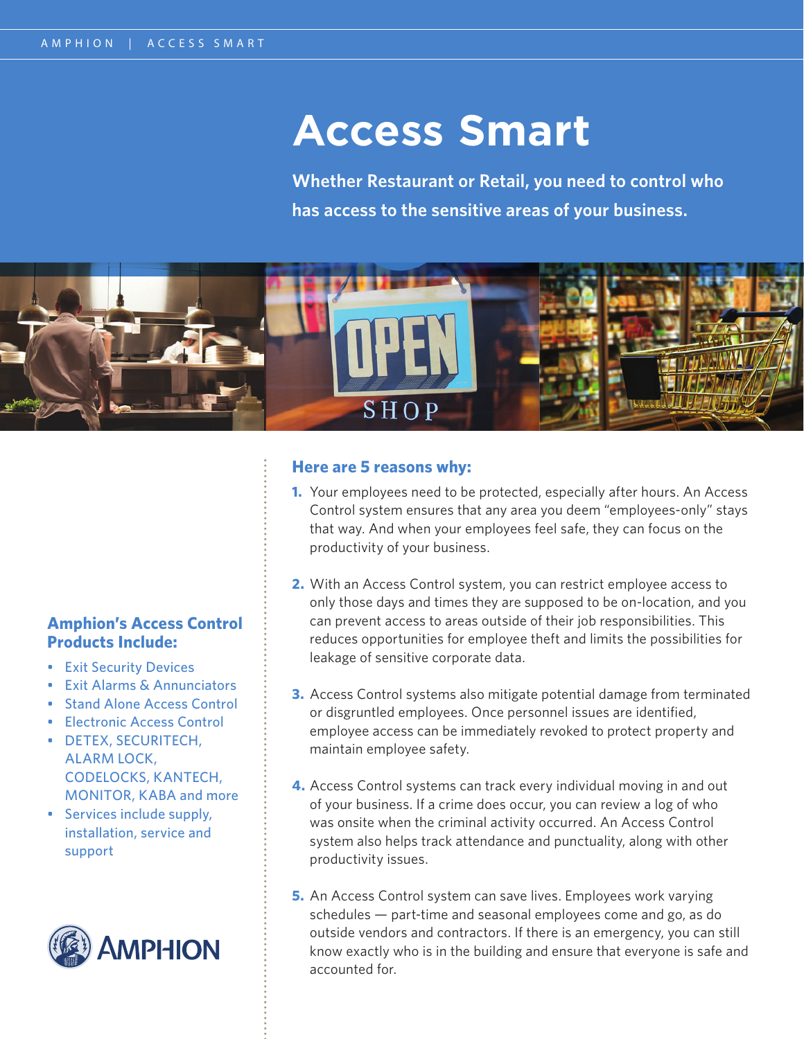# Access Smart

**Whether Restaurant or Retail, you need to control who has access to the sensitive areas of your business.**

## Here are 5 reasons why:

1. Your employees need to be protected, especially after hours. An Access Control system ensures that any area you deem "employees-only" stays that way. And when your employees feel safe, they can focus on the productivity of your business.

2. With an Access Control system, you can restrict employee access to only those days and times they are supposed to be on-location, and you can prevent access to areas outside of their job responsibilities. This reduces opportunities for employee theft and limits the possibilities for leakage of sensitive corporate data.

3. Access Control systems also mitigate potential damage from terminated or disgruntled employees. Once personnel issues are identified, employee access can be immediately revoked to protect property and maintain employee safety.

4. Access Control systems can track every individual moving in and out of your business. If a crime does occur, you can review a log of who was onsite when the criminal activity occurred. An Access Control system also helps track attendance and punctuality, along with other productivity issues.

5. An Access Control system can save lives. Employees work varying schedules — part-time and seasonal employees come and go, as do outside vendors and contractors. If there is an emergency, you can still know exactly who is in the building and ensure that everyone is safe and accounted for.

## Amphion's Access Control Products Include:

- Exit Security Devices
- Exit Alarms & Annunciators
- Stand Alone Access Control
- Electronic Access Control
- DETEX, SECURITECH, ALARM LOCK, CODELOCKS, KANTECH, MONITOR, KABA and more
- Services include supply, installation, service and support

AMPHION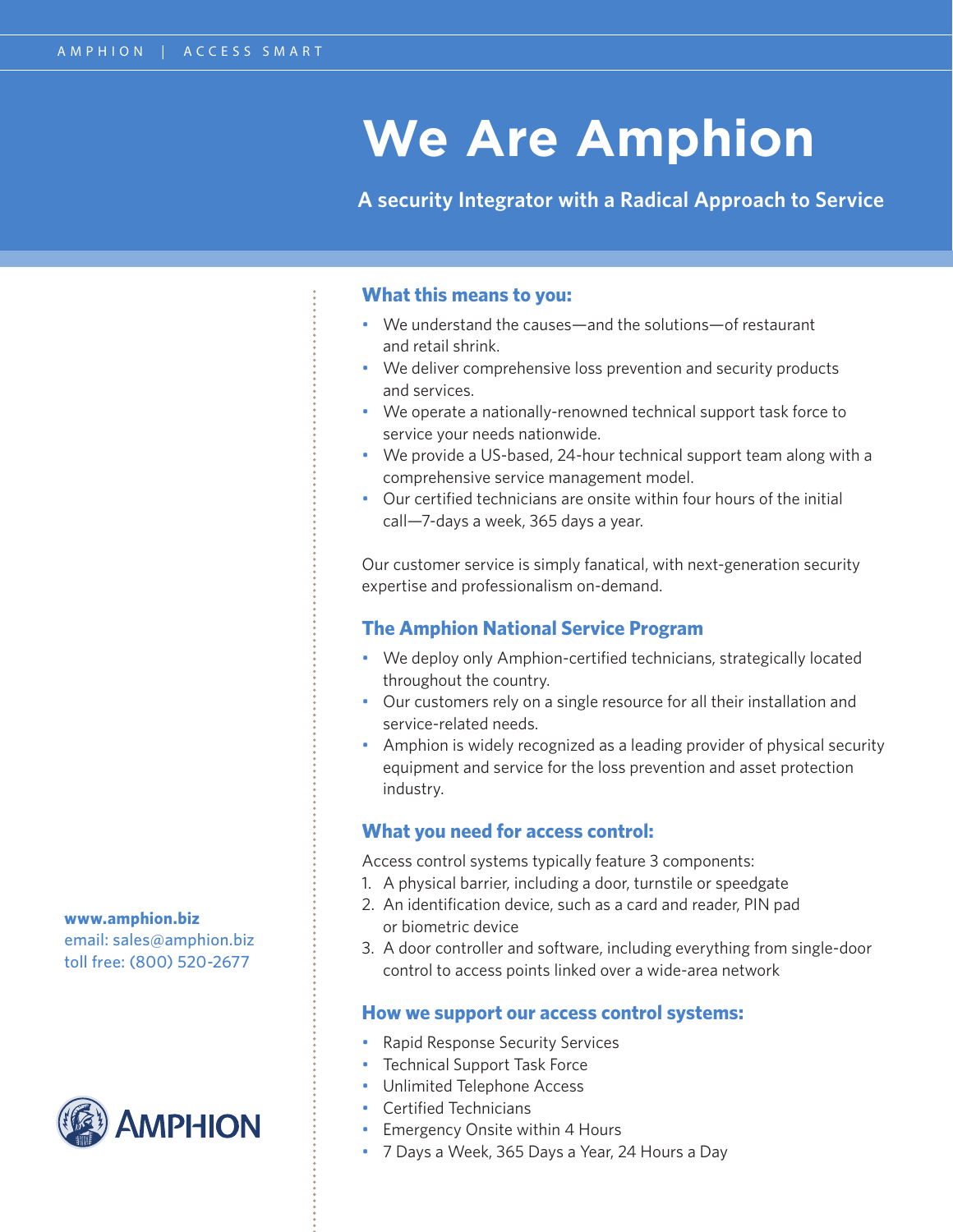AMPHION | ACCESS SMART

# We Are Amphion

**A security Integrator with a Radical Approach to Service**

## What this means to you:

- We understand the causes—and the solutions—of restaurant and retail shrink.
- We deliver comprehensive loss prevention and security products and services.
- We operate a nationally-renowned technical support task force to service your needs nationwide.
- We provide a US-based, 24-hour technical support team along with a comprehensive service management model.
- Our certified technicians are onsite within four hours of the initial call—7-days a week, 365 days a year.

Our customer service is simply fanatical, with next-generation security expertise and professionalism on-demand.

## The Amphion National Service Program

- We deploy only Amphion-certified technicians, strategically located throughout the country.
- Our customers rely on a single resource for all their installation and service-related needs.
- Amphion is widely recognized as a leading provider of physical security equipment and service for the loss prevention and asset protection industry.

## What you need for access control:

Access control systems typically feature 3 components:

1. A physical barrier, including a door, turnstile or speedgate
2. An identification device, such as a card and reader, PIN pad or biometric device
3. A door controller and software, including everything from single-door control to access points linked over a wide-area network

## How we support our access control systems:

- Rapid Response Security Services
- Technical Support Task Force
- Unlimited Telephone Access
- Certified Technicians
- Emergency Onsite within 4 Hours
- 7 Days a Week, 365 Days a Year, 24 Hours a Day

**www.amphion.biz**
email: sales@amphion.biz
toll free: (800) 520-2677

AMPHION